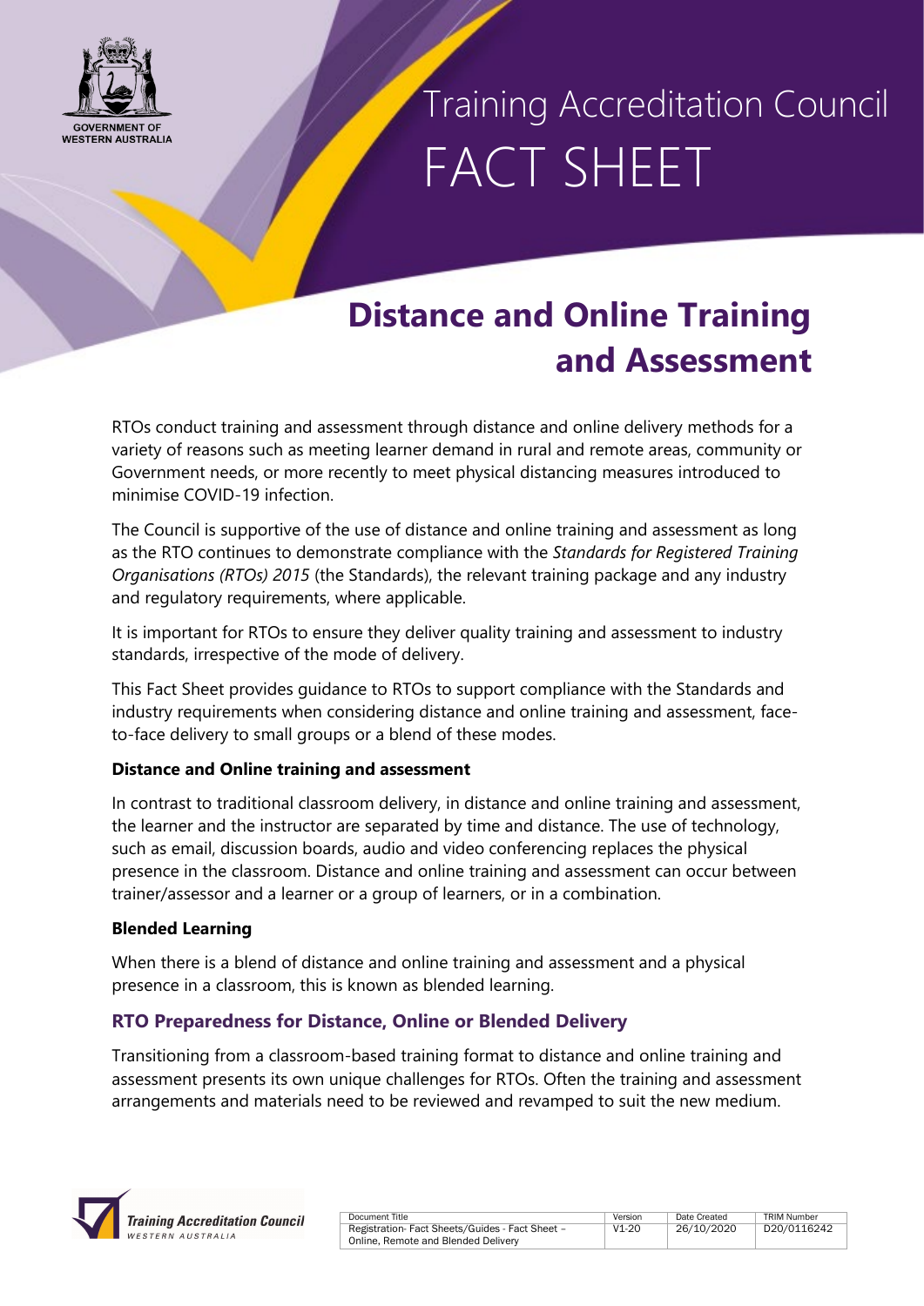Training Accreditation Council
FACT SHEET

# Distance and Online Training and Assessment

RTOs conduct training and assessment through distance and online delivery methods for a variety of reasons such as meeting learner demand in rural and remote areas, community or Government needs, or more recently to meet physical distancing measures introduced to minimise COVID-19 infection.

The Council is supportive of the use of distance and online training and assessment as long as the RTO continues to demonstrate compliance with the *Standards for Registered Training Organisations (RTOs) 2015* (the Standards), the relevant training package and any industry and regulatory requirements, where applicable.

It is important for RTOs to ensure they deliver quality training and assessment to industry standards, irrespective of the mode of delivery.

This Fact Sheet provides guidance to RTOs to support compliance with the Standards and industry requirements when considering distance and online training and assessment, face-to-face delivery to small groups or a blend of these modes.

**Distance and Online training and assessment**

In contrast to traditional classroom delivery, in distance and online training and assessment, the learner and the instructor are separated by time and distance. The use of technology, such as email, discussion boards, audio and video conferencing replaces the physical presence in the classroom. Distance and online training and assessment can occur between trainer/assessor and a learner or a group of learners, or in a combination.

**Blended Learning**

When there is a blend of distance and online training and assessment and a physical presence in a classroom, this is known as blended learning.

## RTO Preparedness for Distance, Online or Blended Delivery

Transitioning from a classroom-based training format to distance and online training and assessment presents its own unique challenges for RTOs. Often the training and assessment arrangements and materials need to be reviewed and revamped to suit the new medium.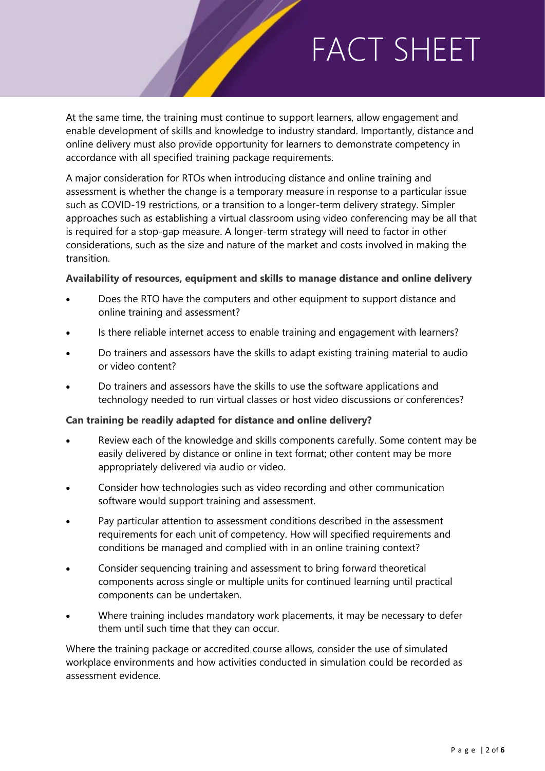At the same time, the training must continue to support learners, allow engagement and enable development of skills and knowledge to industry standard. Importantly, distance and online delivery must also provide opportunity for learners to demonstrate competency in accordance with all specified training package requirements.

A major consideration for RTOs when introducing distance and online training and assessment is whether the change is a temporary measure in response to a particular issue such as COVID-19 restrictions, or a transition to a longer-term delivery strategy. Simpler approaches such as establishing a virtual classroom using video conferencing may be all that is required for a stop-gap measure. A longer-term strategy will need to factor in other considerations, such as the size and nature of the market and costs involved in making the transition.

**Availability of resources, equipment and skills to manage distance and online delivery**

- Does the RTO have the computers and other equipment to support distance and online training and assessment?
- Is there reliable internet access to enable training and engagement with learners?
- Do trainers and assessors have the skills to adapt existing training material to audio or video content?
- Do trainers and assessors have the skills to use the software applications and technology needed to run virtual classes or host video discussions or conferences?

**Can training be readily adapted for distance and online delivery?**

- Review each of the knowledge and skills components carefully. Some content may be easily delivered by distance or online in text format; other content may be more appropriately delivered via audio or video.
- Consider how technologies such as video recording and other communication software would support training and assessment.
- Pay particular attention to assessment conditions described in the assessment requirements for each unit of competency. How will specified requirements and conditions be managed and complied with in an online training context?
- Consider sequencing training and assessment to bring forward theoretical components across single or multiple units for continued learning until practical components can be undertaken.
- Where training includes mandatory work placements, it may be necessary to defer them until such time that they can occur.

Where the training package or accredited course allows, consider the use of simulated workplace environments and how activities conducted in simulation could be recorded as assessment evidence.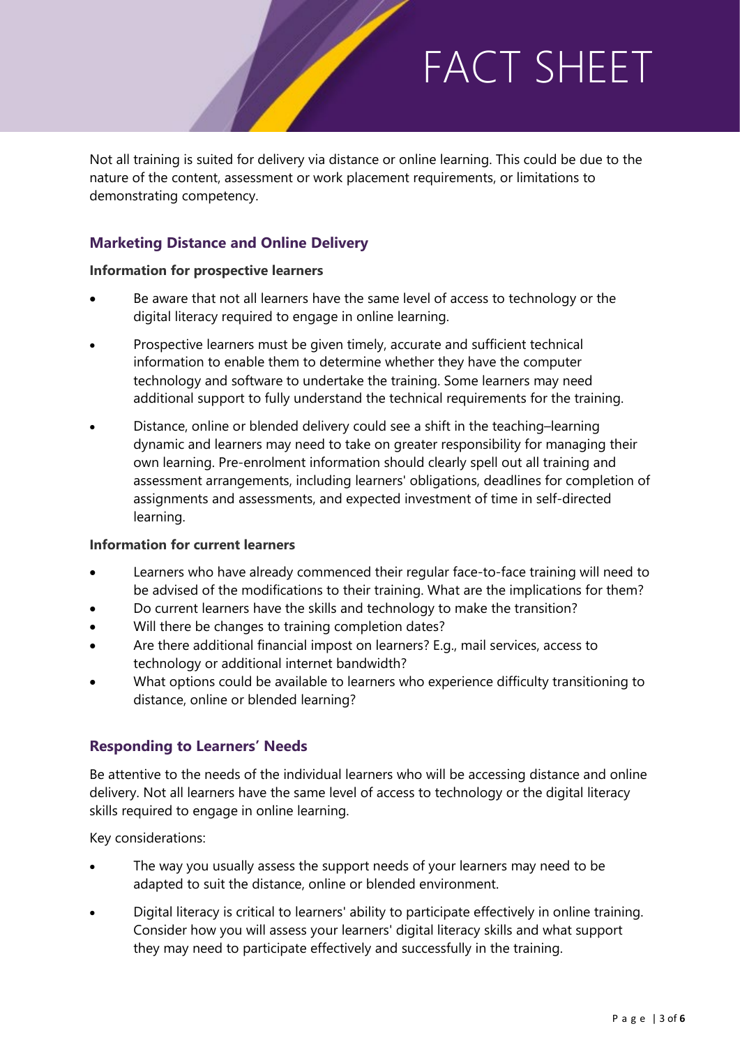Not all training is suited for delivery via distance or online learning. This could be due to the nature of the content, assessment or work placement requirements, or limitations to demonstrating competency.

## Marketing Distance and Online Delivery

**Information for prospective learners**

- Be aware that not all learners have the same level of access to technology or the digital literacy required to engage in online learning.
- Prospective learners must be given timely, accurate and sufficient technical information to enable them to determine whether they have the computer technology and software to undertake the training. Some learners may need additional support to fully understand the technical requirements for the training.
- Distance, online or blended delivery could see a shift in the teaching–learning dynamic and learners may need to take on greater responsibility for managing their own learning. Pre-enrolment information should clearly spell out all training and assessment arrangements, including learners' obligations, deadlines for completion of assignments and assessments, and expected investment of time in self-directed learning.

**Information for current learners**

- Learners who have already commenced their regular face-to-face training will need to be advised of the modifications to their training. What are the implications for them?
- Do current learners have the skills and technology to make the transition?
- Will there be changes to training completion dates?
- Are there additional financial impost on learners? E.g., mail services, access to technology or additional internet bandwidth?
- What options could be available to learners who experience difficulty transitioning to distance, online or blended learning?

## Responding to Learners' Needs

Be attentive to the needs of the individual learners who will be accessing distance and online delivery. Not all learners have the same level of access to technology or the digital literacy skills required to engage in online learning.

Key considerations:

- The way you usually assess the support needs of your learners may need to be adapted to suit the distance, online or blended environment.
- Digital literacy is critical to learners' ability to participate effectively in online training. Consider how you will assess your learners' digital literacy skills and what support they may need to participate effectively and successfully in the training.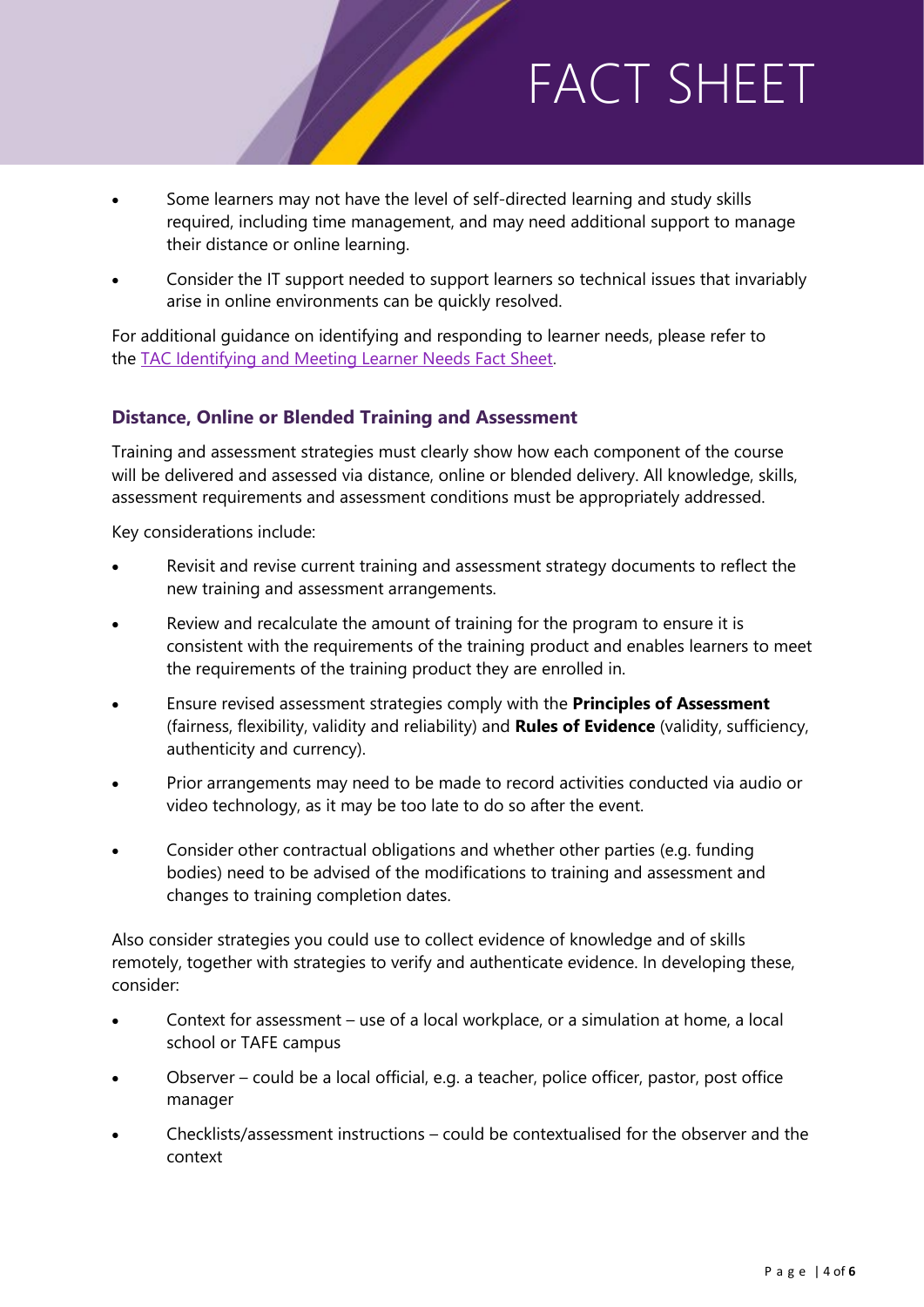- Some learners may not have the level of self-directed learning and study skills required, including time management, and may need additional support to manage their distance or online learning.
- Consider the IT support needed to support learners so technical issues that invariably arise in online environments can be quickly resolved.

For additional guidance on identifying and responding to learner needs, please refer to the [TAC Identifying and Meeting Learner Needs Fact Sheet](#).

### Distance, Online or Blended Training and Assessment

Training and assessment strategies must clearly show how each component of the course will be delivered and assessed via distance, online or blended delivery. All knowledge, skills, assessment requirements and assessment conditions must be appropriately addressed.

Key considerations include:

- Revisit and revise current training and assessment strategy documents to reflect the new training and assessment arrangements.
- Review and recalculate the amount of training for the program to ensure it is consistent with the requirements of the training product and enables learners to meet the requirements of the training product they are enrolled in.
- Ensure revised assessment strategies comply with the **Principles of Assessment** (fairness, flexibility, validity and reliability) and **Rules of Evidence** (validity, sufficiency, authenticity and currency).
- Prior arrangements may need to be made to record activities conducted via audio or video technology, as it may be too late to do so after the event.
- Consider other contractual obligations and whether other parties (e.g. funding bodies) need to be advised of the modifications to training and assessment and changes to training completion dates.

Also consider strategies you could use to collect evidence of knowledge and of skills remotely, together with strategies to verify and authenticate evidence. In developing these, consider:

- Context for assessment – use of a local workplace, or a simulation at home, a local school or TAFE campus
- Observer – could be a local official, e.g. a teacher, police officer, pastor, post office manager
- Checklists/assessment instructions – could be contextualised for the observer and the context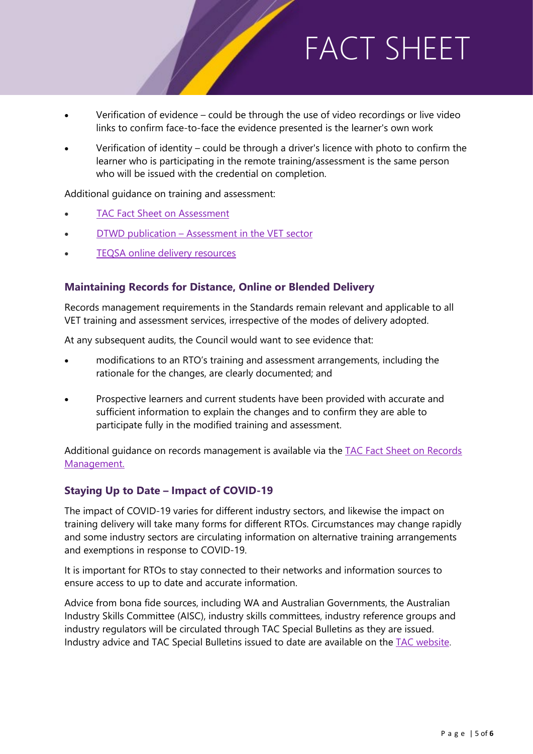- Verification of evidence – could be through the use of video recordings or live video links to confirm face-to-face the evidence presented is the learner's own work
- Verification of identity – could be through a driver's licence with photo to confirm the learner who is participating in the remote training/assessment is the same person who will be issued with the credential on completion.

Additional guidance on training and assessment:

- TAC Fact Sheet on Assessment
- DTWD publication – Assessment in the VET sector
- TEQSA online delivery resources

### Maintaining Records for Distance, Online or Blended Delivery

Records management requirements in the Standards remain relevant and applicable to all VET training and assessment services, irrespective of the modes of delivery adopted.

At any subsequent audits, the Council would want to see evidence that:

- modifications to an RTO's training and assessment arrangements, including the rationale for the changes, are clearly documented; and
- Prospective learners and current students have been provided with accurate and sufficient information to explain the changes and to confirm they are able to participate fully in the modified training and assessment.

Additional guidance on records management is available via the TAC Fact Sheet on Records Management.

### Staying Up to Date – Impact of COVID-19

The impact of COVID-19 varies for different industry sectors, and likewise the impact on training delivery will take many forms for different RTOs. Circumstances may change rapidly and some industry sectors are circulating information on alternative training arrangements and exemptions in response to COVID-19.

It is important for RTOs to stay connected to their networks and information sources to ensure access to up to date and accurate information.

Advice from bona fide sources, including WA and Australian Governments, the Australian Industry Skills Committee (AISC), industry skills committees, industry reference groups and industry regulators will be circulated through TAC Special Bulletins as they are issued. Industry advice and TAC Special Bulletins issued to date are available on the TAC website.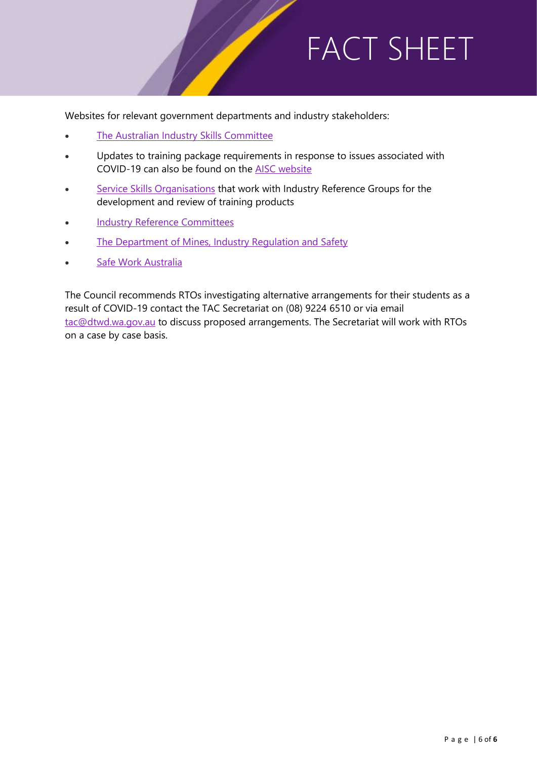Websites for relevant government departments and industry stakeholders:

- The Australian Industry Skills Committee
- Updates to training package requirements in response to issues associated with COVID-19 can also be found on the AISC website
- Service Skills Organisations that work with Industry Reference Groups for the development and review of training products
- Industry Reference Committees
- The Department of Mines, Industry Regulation and Safety
- Safe Work Australia

The Council recommends RTOs investigating alternative arrangements for their students as a result of COVID-19 contact the TAC Secretariat on (08) 9224 6510 or via email tac@dtwd.wa.gov.au to discuss proposed arrangements. The Secretariat will work with RTOs on a case by case basis.